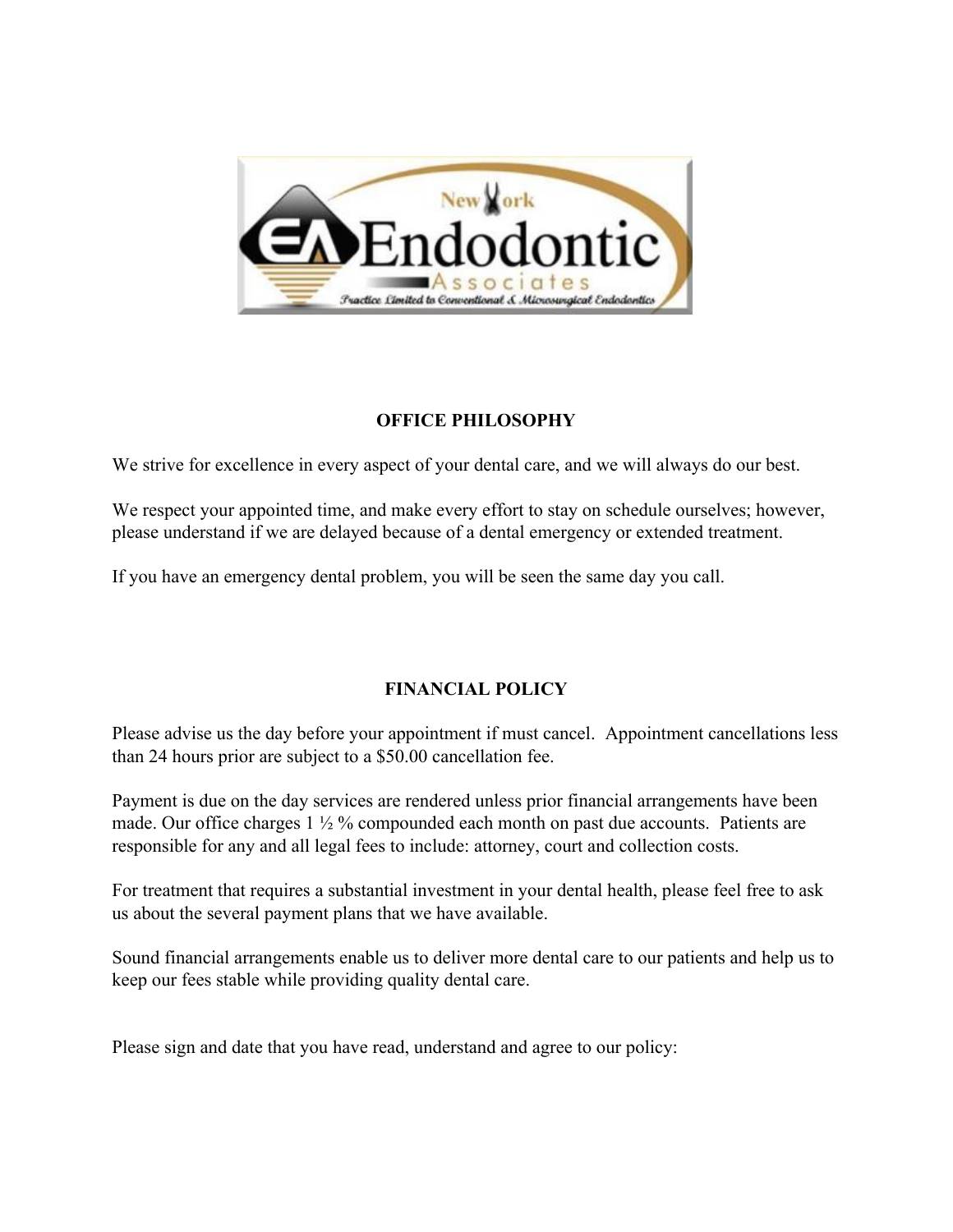New York Endodontic Associates

*Practice Limited to Conventional & Microsurgical Endodontics*

## OFFICE PHILOSOPHY

We strive for excellence in every aspect of your dental care, and we will always do our best.

We respect your appointed time, and make every effort to stay on schedule ourselves; however, please understand if we are delayed because of a dental emergency or extended treatment.

If you have an emergency dental problem, you will be seen the same day you call.

## FINANCIAL POLICY

Please advise us the day before your appointment if must cancel. Appointment cancellations less than 24 hours prior are subject to a $50.00 cancellation fee.

Payment is due on the day services are rendered unless prior financial arrangements have been made. Our office charges 1 ½ % compounded each month on past due accounts. Patients are responsible for any and all legal fees to include: attorney, court and collection costs.

For treatment that requires a substantial investment in your dental health, please feel free to ask us about the several payment plans that we have available.

Sound financial arrangements enable us to deliver more dental care to our patients and help us to keep our fees stable while providing quality dental care.

Please sign and date that you have read, understand and agree to our policy: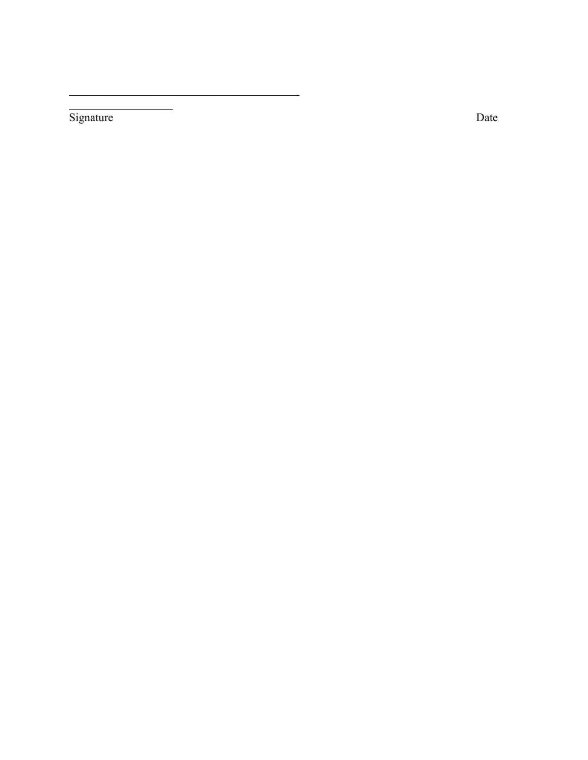\_\_\_\_\_\_\_\_\_\_\_\_\_\_\_\_\_\_\_\_\_\_\_\_\_\_\_\_\_\_\_\_\_\_\_\_\_\_\_\_\_\_

\_\_\_\_\_\_\_\_\_\_\_\_\_\_\_\_\_\_\_

Signature Date